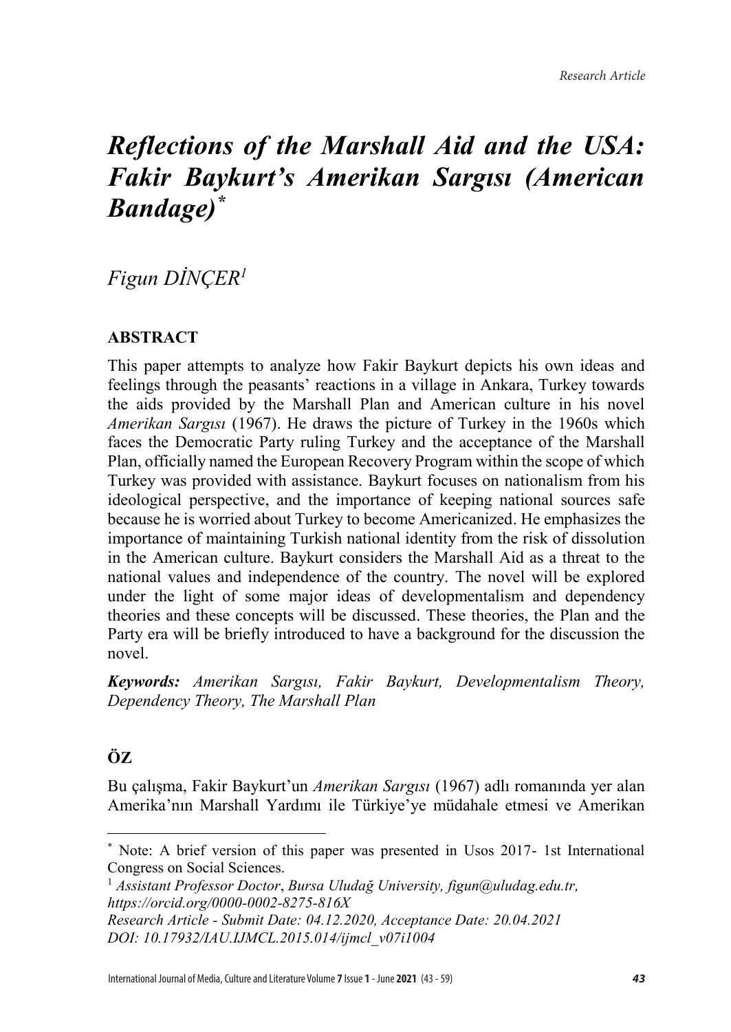*Research Article*

# *Reflections of the Marshall Aid and the USA: Fakir Baykurt's Amerikan Sargısı (American Bandage)*[*]

*Figun DİNÇER*[1]

**ABSTRACT**

This paper attempts to analyze how Fakir Baykurt depicts his own ideas and feelings through the peasants' reactions in a village in Ankara, Turkey towards the aids provided by the Marshall Plan and American culture in his novel *Amerikan Sargısı* (1967). He draws the picture of Turkey in the 1960s which faces the Democratic Party ruling Turkey and the acceptance of the Marshall Plan, officially named the European Recovery Program within the scope of which Turkey was provided with assistance. Baykurt focuses on nationalism from his ideological perspective, and the importance of keeping national sources safe because he is worried about Turkey to become Americanized. He emphasizes the importance of maintaining Turkish national identity from the risk of dissolution in the American culture. Baykurt considers the Marshall Aid as a threat to the national values and independence of the country. The novel will be explored under the light of some major ideas of developmentalism and dependency theories and these concepts will be discussed. These theories, the Plan and the Party era will be briefly introduced to have a background for the discussion the novel.

***Keywords:*** *Amerikan Sargısı, Fakir Baykurt, Developmentalism Theory, Dependency Theory, The Marshall Plan*

**ÖZ**

Bu çalışma, Fakir Baykurt'un *Amerikan Sargısı* (1967) adlı romanında yer alan Amerika'nın Marshall Yardımı ile Türkiye'ye müdahale etmesi ve Amerikan

---

[*] Note: A brief version of this paper was presented in Usos 2017- 1st International Congress on Social Sciences.

[1] *Assistant Professor Doctor*, *Bursa Uludağ University, figun@uludag.edu.tr, https://orcid.org/0000-0002-8275-816X*

*Research Article - Submit Date: 04.12.2020, Acceptance Date: 20.04.2021*

*DOI: 10.17932/IAU.IJMCL.2015.014/ijmcl_v07i1004*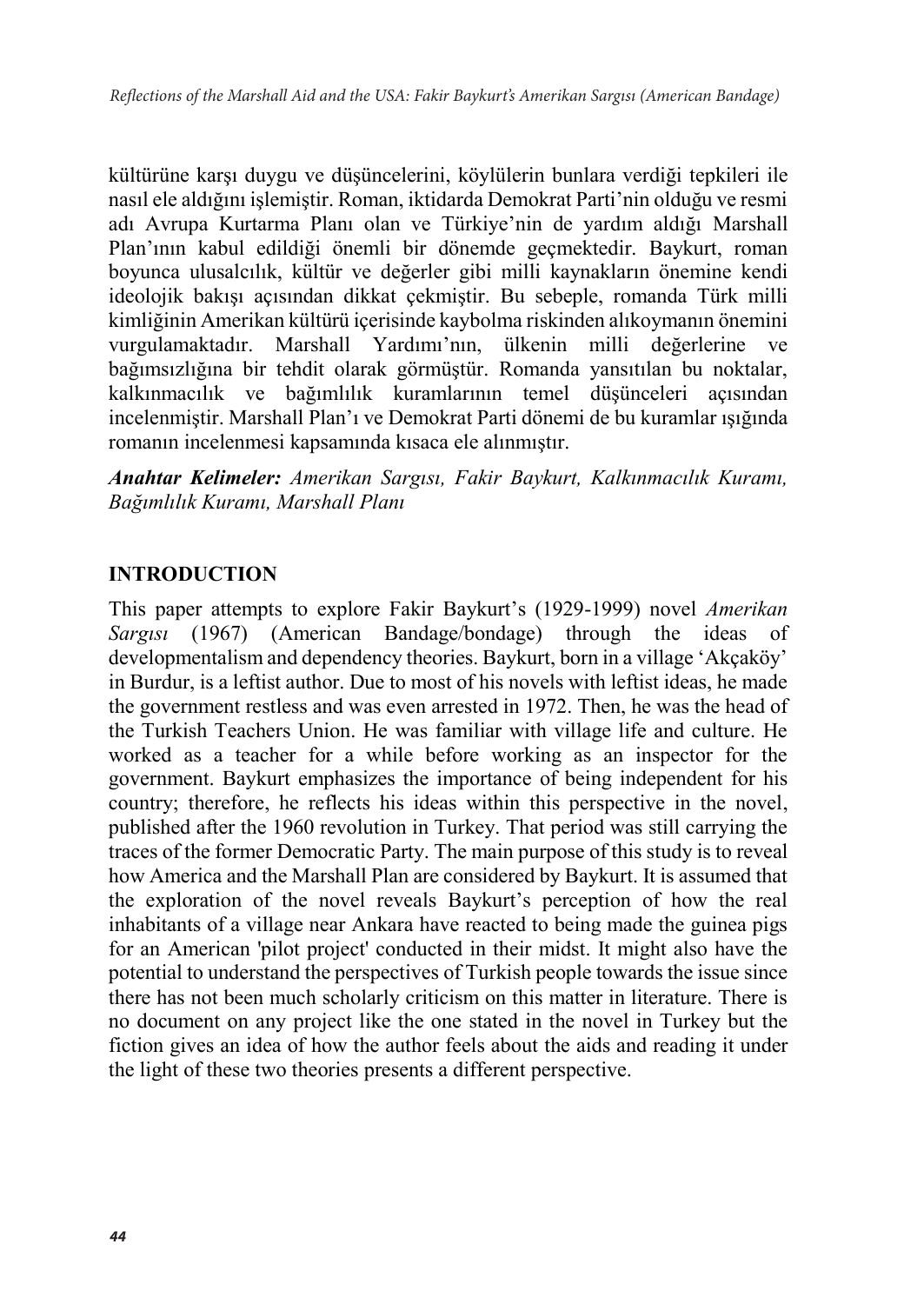kültürüne karşı duygu ve düşüncelerini, köylülerin bunlara verdiği tepkileri ile nasıl ele aldığını işlemiştir. Roman, iktidarda Demokrat Parti'nin olduğu ve resmi adı Avrupa Kurtarma Planı olan ve Türkiye'nin de yardım aldığı Marshall Plan'ının kabul edildiği önemli bir dönemde geçmektedir. Baykurt, roman boyunca ulusalcılık, kültür ve değerler gibi milli kaynakların önemine kendi ideolojik bakışı açısından dikkat çekmiştir. Bu sebeple, romanda Türk milli kimliğinin Amerikan kültürü içerisinde kaybolma riskinden alıkoymanın önemini vurgulamaktadır. Marshall Yardımı'nın, ülkenin milli değerlerine ve bağımsızlığına bir tehdit olarak görmüştür. Romanda yansıtılan bu noktalar, kalkınmacılık ve bağımlılık kuramlarının temel düşünceleri açısından incelenmiştir. Marshall Plan'ı ve Demokrat Parti dönemi de bu kuramlar ışığında romanın incelenmesi kapsamında kısaca ele alınmıştır.

***Anahtar Kelimeler:*** *Amerikan Sargısı, Fakir Baykurt, Kalkınmacılık Kuramı, Bağımlılık Kuramı, Marshall Planı*

## INTRODUCTION

This paper attempts to explore Fakir Baykurt's (1929-1999) novel *Amerikan Sargısı* (1967) (American Bandage/bondage) through the ideas of developmentalism and dependency theories. Baykurt, born in a village 'Akçaköy' in Burdur, is a leftist author. Due to most of his novels with leftist ideas, he made the government restless and was even arrested in 1972. Then, he was the head of the Turkish Teachers Union. He was familiar with village life and culture. He worked as a teacher for a while before working as an inspector for the government. Baykurt emphasizes the importance of being independent for his country; therefore, he reflects his ideas within this perspective in the novel, published after the 1960 revolution in Turkey. That period was still carrying the traces of the former Democratic Party. The main purpose of this study is to reveal how America and the Marshall Plan are considered by Baykurt. It is assumed that the exploration of the novel reveals Baykurt's perception of how the real inhabitants of a village near Ankara have reacted to being made the guinea pigs for an American 'pilot project' conducted in their midst. It might also have the potential to understand the perspectives of Turkish people towards the issue since there has not been much scholarly criticism on this matter in literature. There is no document on any project like the one stated in the novel in Turkey but the fiction gives an idea of how the author feels about the aids and reading it under the light of these two theories presents a different perspective.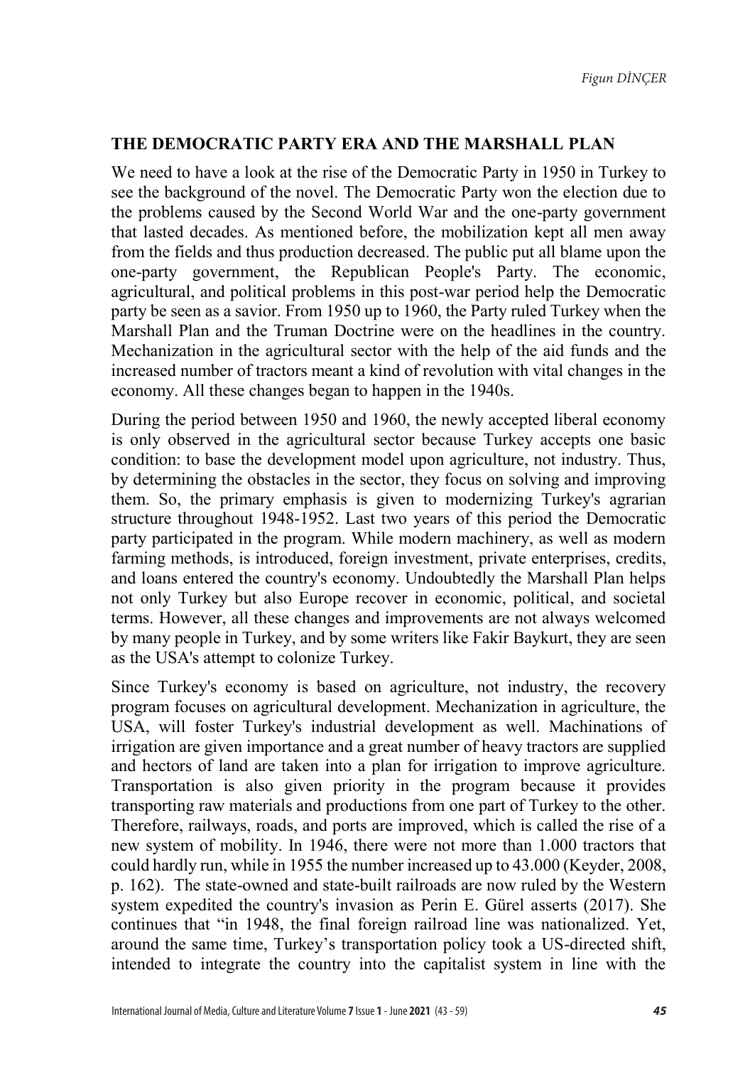## THE DEMOCRATIC PARTY ERA AND THE MARSHALL PLAN

We need to have a look at the rise of the Democratic Party in 1950 in Turkey to see the background of the novel. The Democratic Party won the election due to the problems caused by the Second World War and the one-party government that lasted decades. As mentioned before, the mobilization kept all men away from the fields and thus production decreased. The public put all blame upon the one-party government, the Republican People's Party. The economic, agricultural, and political problems in this post-war period help the Democratic party be seen as a savior. From 1950 up to 1960, the Party ruled Turkey when the Marshall Plan and the Truman Doctrine were on the headlines in the country. Mechanization in the agricultural sector with the help of the aid funds and the increased number of tractors meant a kind of revolution with vital changes in the economy. All these changes began to happen in the 1940s.

During the period between 1950 and 1960, the newly accepted liberal economy is only observed in the agricultural sector because Turkey accepts one basic condition: to base the development model upon agriculture, not industry. Thus, by determining the obstacles in the sector, they focus on solving and improving them. So, the primary emphasis is given to modernizing Turkey's agrarian structure throughout 1948-1952. Last two years of this period the Democratic party participated in the program. While modern machinery, as well as modern farming methods, is introduced, foreign investment, private enterprises, credits, and loans entered the country's economy. Undoubtedly the Marshall Plan helps not only Turkey but also Europe recover in economic, political, and societal terms. However, all these changes and improvements are not always welcomed by many people in Turkey, and by some writers like Fakir Baykurt, they are seen as the USA's attempt to colonize Turkey.

Since Turkey's economy is based on agriculture, not industry, the recovery program focuses on agricultural development. Mechanization in agriculture, the USA, will foster Turkey's industrial development as well. Machinations of irrigation are given importance and a great number of heavy tractors are supplied and hectors of land are taken into a plan for irrigation to improve agriculture. Transportation is also given priority in the program because it provides transporting raw materials and productions from one part of Turkey to the other. Therefore, railways, roads, and ports are improved, which is called the rise of a new system of mobility. In 1946, there were not more than 1.000 tractors that could hardly run, while in 1955 the number increased up to 43.000 (Keyder, 2008, p. 162). The state-owned and state-built railroads are now ruled by the Western system expedited the country's invasion as Perin E. Gürel asserts (2017). She continues that "in 1948, the final foreign railroad line was nationalized. Yet, around the same time, Turkey's transportation policy took a US-directed shift, intended to integrate the country into the capitalist system in line with the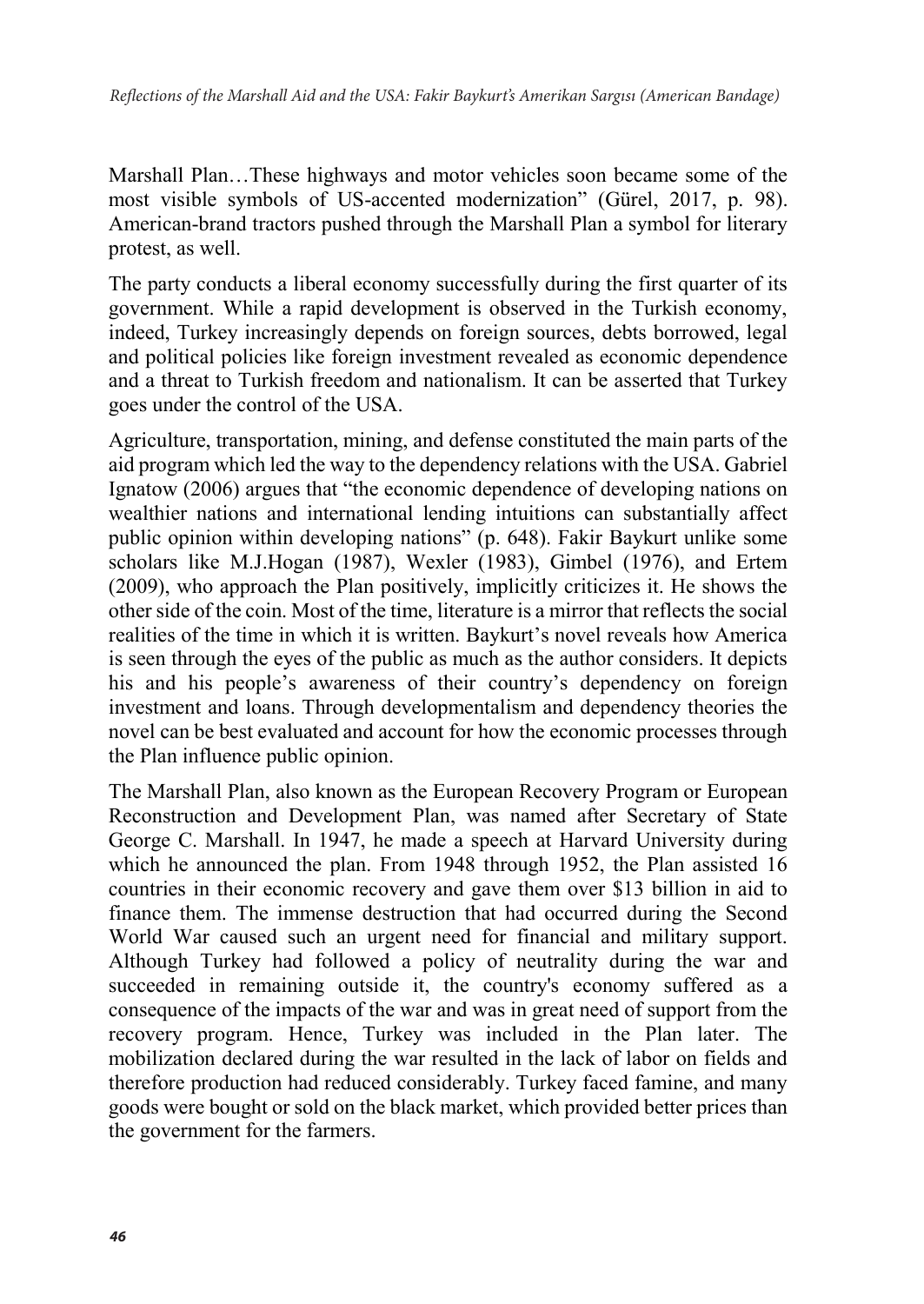Marshall Plan…These highways and motor vehicles soon became some of the most visible symbols of US-accented modernization" (Gürel, 2017, p. 98). American-brand tractors pushed through the Marshall Plan a symbol for literary protest, as well.

The party conducts a liberal economy successfully during the first quarter of its government. While a rapid development is observed in the Turkish economy, indeed, Turkey increasingly depends on foreign sources, debts borrowed, legal and political policies like foreign investment revealed as economic dependence and a threat to Turkish freedom and nationalism. It can be asserted that Turkey goes under the control of the USA.

Agriculture, transportation, mining, and defense constituted the main parts of the aid program which led the way to the dependency relations with the USA. Gabriel Ignatow (2006) argues that "the economic dependence of developing nations on wealthier nations and international lending intuitions can substantially affect public opinion within developing nations" (p. 648). Fakir Baykurt unlike some scholars like M.J.Hogan (1987), Wexler (1983), Gimbel (1976), and Ertem (2009), who approach the Plan positively, implicitly criticizes it. He shows the other side of the coin. Most of the time, literature is a mirror that reflects the social realities of the time in which it is written. Baykurt's novel reveals how America is seen through the eyes of the public as much as the author considers. It depicts his and his people's awareness of their country's dependency on foreign investment and loans. Through developmentalism and dependency theories the novel can be best evaluated and account for how the economic processes through the Plan influence public opinion.

The Marshall Plan, also known as the European Recovery Program or European Reconstruction and Development Plan, was named after Secretary of State George C. Marshall. In 1947, he made a speech at Harvard University during which he announced the plan. From 1948 through 1952, the Plan assisted 16 countries in their economic recovery and gave them over $13 billion in aid to finance them. The immense destruction that had occurred during the Second World War caused such an urgent need for financial and military support. Although Turkey had followed a policy of neutrality during the war and succeeded in remaining outside it, the country's economy suffered as a consequence of the impacts of the war and was in great need of support from the recovery program. Hence, Turkey was included in the Plan later. The mobilization declared during the war resulted in the lack of labor on fields and therefore production had reduced considerably. Turkey faced famine, and many goods were bought or sold on the black market, which provided better prices than the government for the farmers.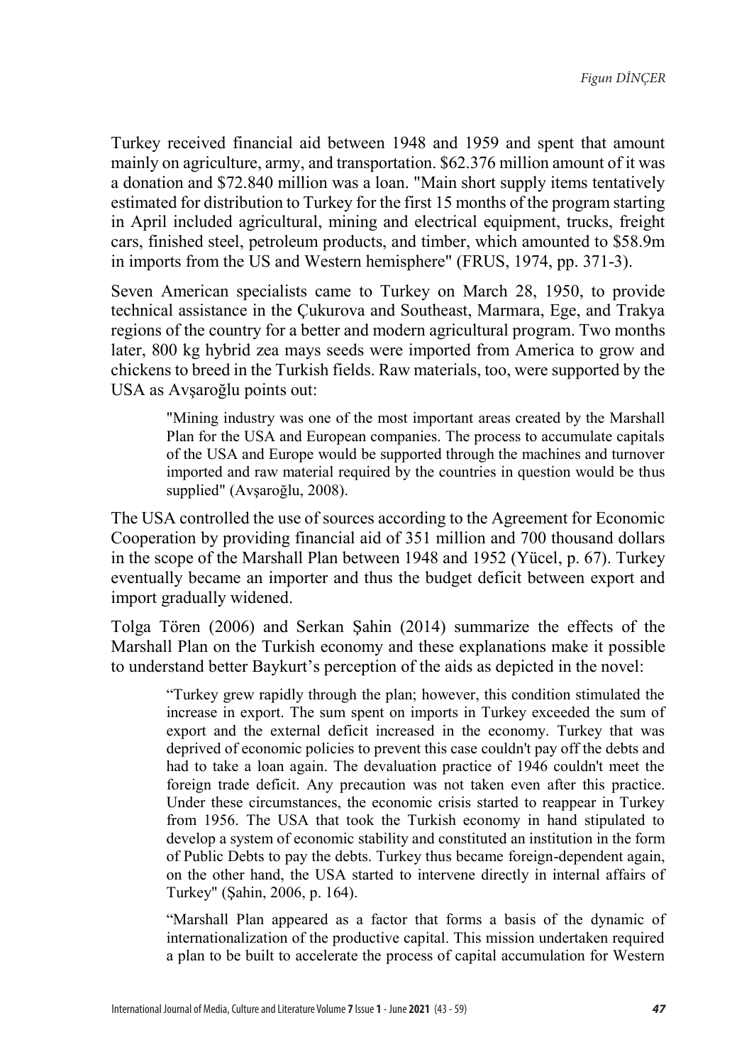Turkey received financial aid between 1948 and 1959 and spent that amount mainly on agriculture, army, and transportation. \$62.376 million amount of it was a donation and \$72.840 million was a loan. "Main short supply items tentatively estimated for distribution to Turkey for the first 15 months of the program starting in April included agricultural, mining and electrical equipment, trucks, freight cars, finished steel, petroleum products, and timber, which amounted to \$58.9m in imports from the US and Western hemisphere" (FRUS, 1974, pp. 371-3).

Seven American specialists came to Turkey on March 28, 1950, to provide technical assistance in the Çukurova and Southeast, Marmara, Ege, and Trakya regions of the country for a better and modern agricultural program. Two months later, 800 kg hybrid zea mays seeds were imported from America to grow and chickens to breed in the Turkish fields. Raw materials, too, were supported by the USA as Avşaroğlu points out:

> "Mining industry was one of the most important areas created by the Marshall Plan for the USA and European companies. The process to accumulate capitals of the USA and Europe would be supported through the machines and turnover imported and raw material required by the countries in question would be thus supplied" (Avşaroğlu, 2008).

The USA controlled the use of sources according to the Agreement for Economic Cooperation by providing financial aid of 351 million and 700 thousand dollars in the scope of the Marshall Plan between 1948 and 1952 (Yücel, p. 67). Turkey eventually became an importer and thus the budget deficit between export and import gradually widened.

Tolga Tören (2006) and Serkan Şahin (2014) summarize the effects of the Marshall Plan on the Turkish economy and these explanations make it possible to understand better Baykurt's perception of the aids as depicted in the novel:

> "Turkey grew rapidly through the plan; however, this condition stimulated the increase in export. The sum spent on imports in Turkey exceeded the sum of export and the external deficit increased in the economy. Turkey that was deprived of economic policies to prevent this case couldn't pay off the debts and had to take a loan again. The devaluation practice of 1946 couldn't meet the foreign trade deficit. Any precaution was not taken even after this practice. Under these circumstances, the economic crisis started to reappear in Turkey from 1956. The USA that took the Turkish economy in hand stipulated to develop a system of economic stability and constituted an institution in the form of Public Debts to pay the debts. Turkey thus became foreign-dependent again, on the other hand, the USA started to intervene directly in internal affairs of Turkey" (Şahin, 2006, p. 164).

> "Marshall Plan appeared as a factor that forms a basis of the dynamic of internationalization of the productive capital. This mission undertaken required a plan to be built to accelerate the process of capital accumulation for Western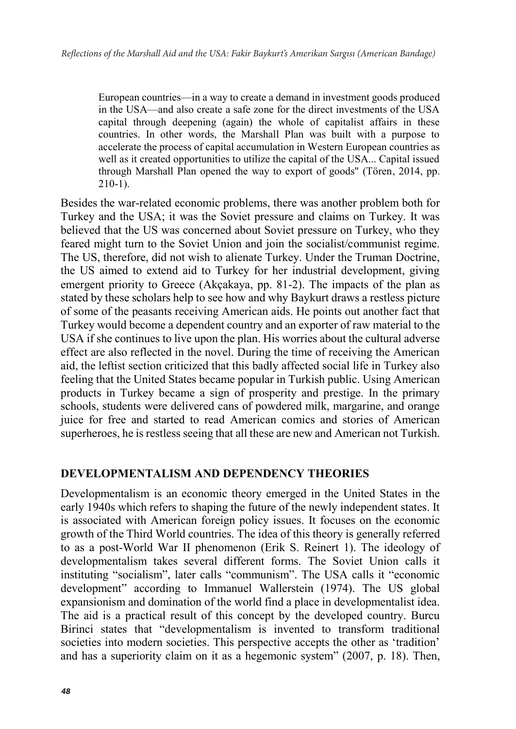> European countries—in a way to create a demand in investment goods produced in the USA—and also create a safe zone for the direct investments of the USA capital through deepening (again) the whole of capitalist affairs in these countries. In other words, the Marshall Plan was built with a purpose to accelerate the process of capital accumulation in Western European countries as well as it created opportunities to utilize the capital of the USA... Capital issued through Marshall Plan opened the way to export of goods" (Tören, 2014, pp. 210-1).

Besides the war-related economic problems, there was another problem both for Turkey and the USA; it was the Soviet pressure and claims on Turkey. It was believed that the US was concerned about Soviet pressure on Turkey, who they feared might turn to the Soviet Union and join the socialist/communist regime. The US, therefore, did not wish to alienate Turkey. Under the Truman Doctrine, the US aimed to extend aid to Turkey for her industrial development, giving emergent priority to Greece (Akçakaya, pp. 81-2). The impacts of the plan as stated by these scholars help to see how and why Baykurt draws a restless picture of some of the peasants receiving American aids. He points out another fact that Turkey would become a dependent country and an exporter of raw material to the USA if she continues to live upon the plan. His worries about the cultural adverse effect are also reflected in the novel. During the time of receiving the American aid, the leftist section criticized that this badly affected social life in Turkey also feeling that the United States became popular in Turkish public. Using American products in Turkey became a sign of prosperity and prestige. In the primary schools, students were delivered cans of powdered milk, margarine, and orange juice for free and started to read American comics and stories of American superheroes, he is restless seeing that all these are new and American not Turkish.

## DEVELOPMENTALISM AND DEPENDENCY THEORIES

Developmentalism is an economic theory emerged in the United States in the early 1940s which refers to shaping the future of the newly independent states. It is associated with American foreign policy issues. It focuses on the economic growth of the Third World countries. The idea of this theory is generally referred to as a post-World War II phenomenon (Erik S. Reinert 1). The ideology of developmentalism takes several different forms. The Soviet Union calls it instituting "socialism", later calls "communism". The USA calls it "economic development" according to Immanuel Wallerstein (1974). The US global expansionism and domination of the world find a place in developmentalist idea. The aid is a practical result of this concept by the developed country. Burcu Birinci states that "developmentalism is invented to transform traditional societies into modern societies. This perspective accepts the other as 'tradition' and has a superiority claim on it as a hegemonic system" (2007, p. 18). Then,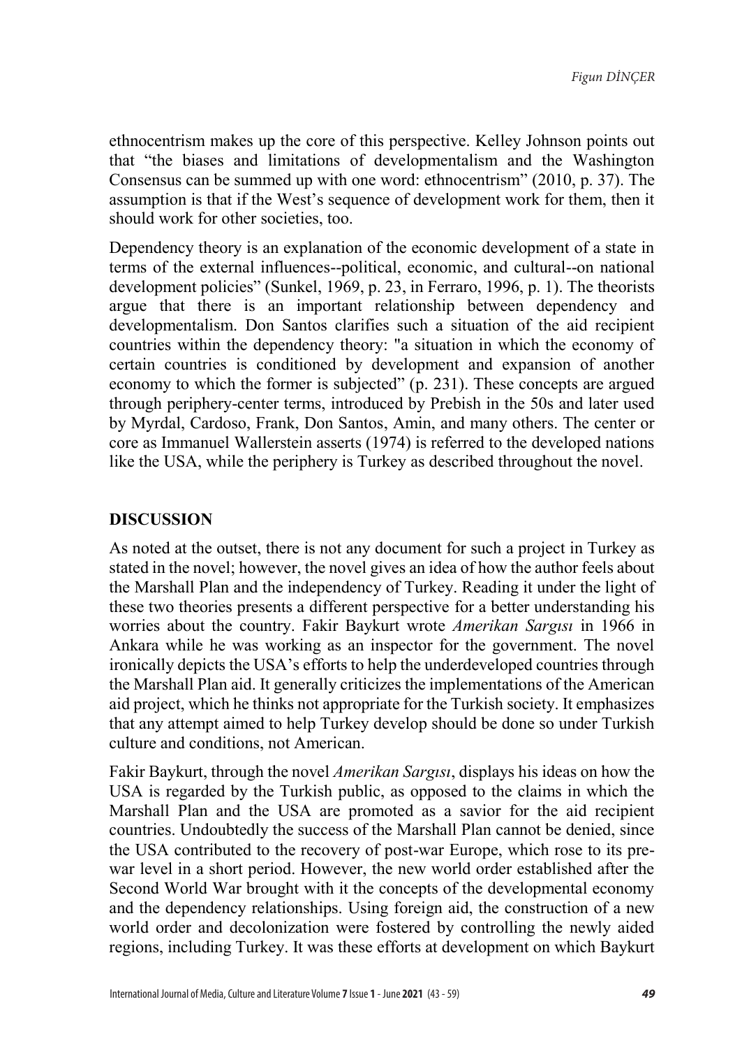ethnocentrism makes up the core of this perspective. Kelley Johnson points out that "the biases and limitations of developmentalism and the Washington Consensus can be summed up with one word: ethnocentrism" (2010, p. 37). The assumption is that if the West's sequence of development work for them, then it should work for other societies, too.

Dependency theory is an explanation of the economic development of a state in terms of the external influences--political, economic, and cultural--on national development policies" (Sunkel, 1969, p. 23, in Ferraro, 1996, p. 1). The theorists argue that there is an important relationship between dependency and developmentalism. Don Santos clarifies such a situation of the aid recipient countries within the dependency theory: "a situation in which the economy of certain countries is conditioned by development and expansion of another economy to which the former is subjected" (p. 231). These concepts are argued through periphery-center terms, introduced by Prebish in the 50s and later used by Myrdal, Cardoso, Frank, Don Santos, Amin, and many others. The center or core as Immanuel Wallerstein asserts (1974) is referred to the developed nations like the USA, while the periphery is Turkey as described throughout the novel.

## DISCUSSION

As noted at the outset, there is not any document for such a project in Turkey as stated in the novel; however, the novel gives an idea of how the author feels about the Marshall Plan and the independency of Turkey. Reading it under the light of these two theories presents a different perspective for a better understanding his worries about the country. Fakir Baykurt wrote *Amerikan Sargısı* in 1966 in Ankara while he was working as an inspector for the government. The novel ironically depicts the USA's efforts to help the underdeveloped countries through the Marshall Plan aid. It generally criticizes the implementations of the American aid project, which he thinks not appropriate for the Turkish society. It emphasizes that any attempt aimed to help Turkey develop should be done so under Turkish culture and conditions, not American.

Fakir Baykurt, through the novel *Amerikan Sargısı*, displays his ideas on how the USA is regarded by the Turkish public, as opposed to the claims in which the Marshall Plan and the USA are promoted as a savior for the aid recipient countries. Undoubtedly the success of the Marshall Plan cannot be denied, since the USA contributed to the recovery of post-war Europe, which rose to its pre-war level in a short period. However, the new world order established after the Second World War brought with it the concepts of the developmental economy and the dependency relationships. Using foreign aid, the construction of a new world order and decolonization were fostered by controlling the newly aided regions, including Turkey. It was these efforts at development on which Baykurt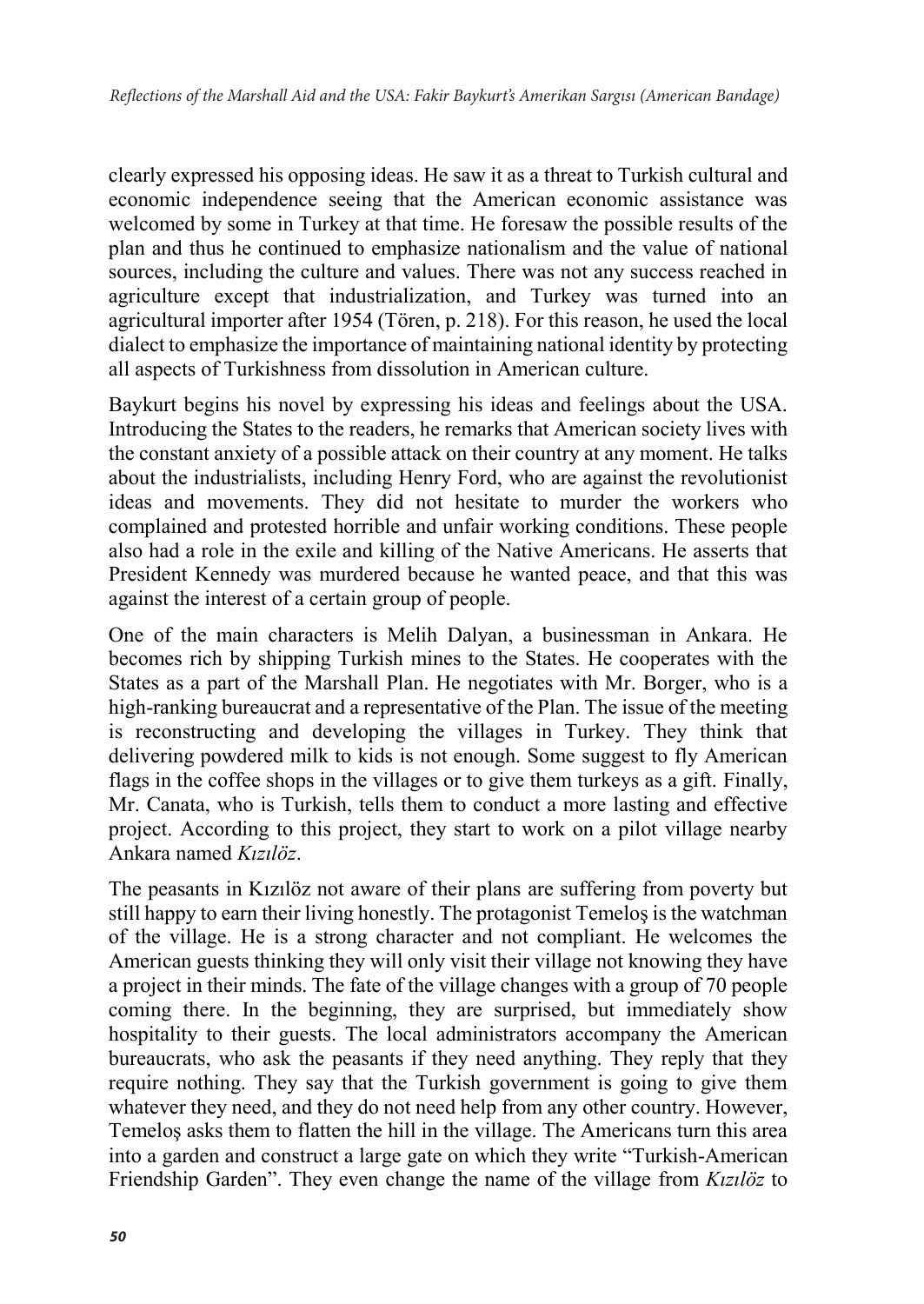clearly expressed his opposing ideas. He saw it as a threat to Turkish cultural and economic independence seeing that the American economic assistance was welcomed by some in Turkey at that time. He foresaw the possible results of the plan and thus he continued to emphasize nationalism and the value of national sources, including the culture and values. There was not any success reached in agriculture except that industrialization, and Turkey was turned into an agricultural importer after 1954 (Tören, p. 218). For this reason, he used the local dialect to emphasize the importance of maintaining national identity by protecting all aspects of Turkishness from dissolution in American culture.

Baykurt begins his novel by expressing his ideas and feelings about the USA. Introducing the States to the readers, he remarks that American society lives with the constant anxiety of a possible attack on their country at any moment. He talks about the industrialists, including Henry Ford, who are against the revolutionist ideas and movements. They did not hesitate to murder the workers who complained and protested horrible and unfair working conditions. These people also had a role in the exile and killing of the Native Americans. He asserts that President Kennedy was murdered because he wanted peace, and that this was against the interest of a certain group of people.

One of the main characters is Melih Dalyan, a businessman in Ankara. He becomes rich by shipping Turkish mines to the States. He cooperates with the States as a part of the Marshall Plan. He negotiates with Mr. Borger, who is a high-ranking bureaucrat and a representative of the Plan. The issue of the meeting is reconstructing and developing the villages in Turkey. They think that delivering powdered milk to kids is not enough. Some suggest to fly American flags in the coffee shops in the villages or to give them turkeys as a gift. Finally, Mr. Canata, who is Turkish, tells them to conduct a more lasting and effective project. According to this project, they start to work on a pilot village nearby Ankara named *Kızılöz*.

The peasants in Kızılöz not aware of their plans are suffering from poverty but still happy to earn their living honestly. The protagonist Temeloş is the watchman of the village. He is a strong character and not compliant. He welcomes the American guests thinking they will only visit their village not knowing they have a project in their minds. The fate of the village changes with a group of 70 people coming there. In the beginning, they are surprised, but immediately show hospitality to their guests. The local administrators accompany the American bureaucrats, who ask the peasants if they need anything. They reply that they require nothing. They say that the Turkish government is going to give them whatever they need, and they do not need help from any other country. However, Temeloş asks them to flatten the hill in the village. The Americans turn this area into a garden and construct a large gate on which they write "Turkish-American Friendship Garden". They even change the name of the village from *Kızılöz* to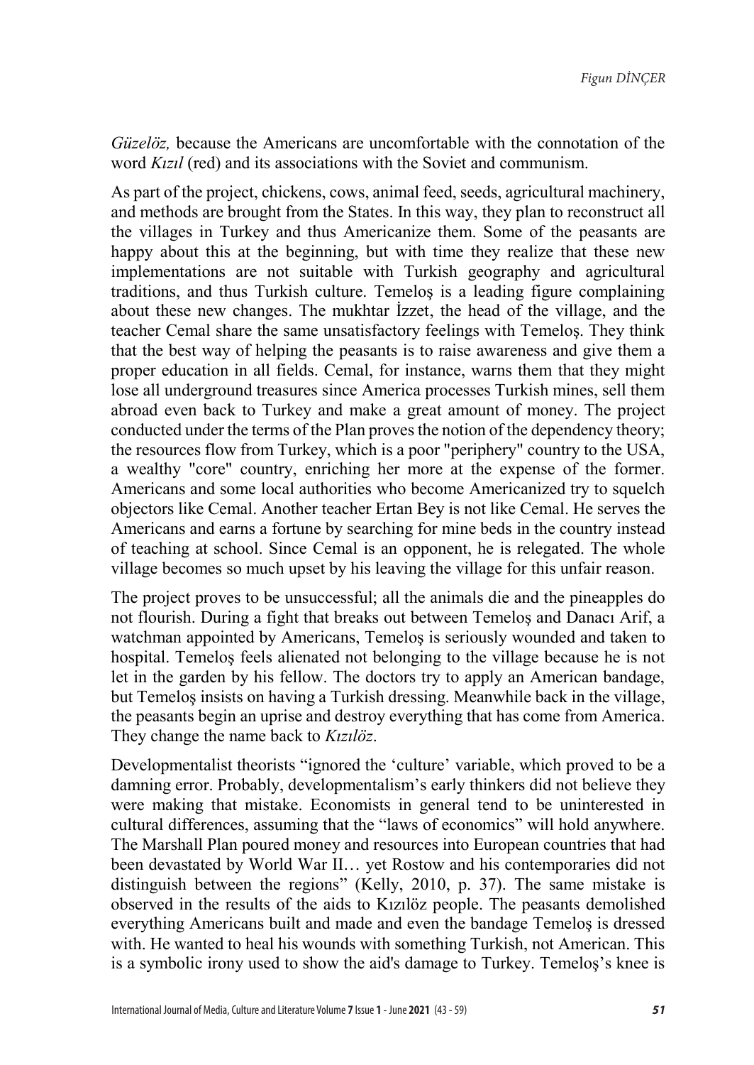*Güzelöz,* because the Americans are uncomfortable with the connotation of the word *Kızıl* (red) and its associations with the Soviet and communism.

As part of the project, chickens, cows, animal feed, seeds, agricultural machinery, and methods are brought from the States. In this way, they plan to reconstruct all the villages in Turkey and thus Americanize them. Some of the peasants are happy about this at the beginning, but with time they realize that these new implementations are not suitable with Turkish geography and agricultural traditions, and thus Turkish culture. Temeloş is a leading figure complaining about these new changes. The mukhtar İzzet, the head of the village, and the teacher Cemal share the same unsatisfactory feelings with Temeloş. They think that the best way of helping the peasants is to raise awareness and give them a proper education in all fields. Cemal, for instance, warns them that they might lose all underground treasures since America processes Turkish mines, sell them abroad even back to Turkey and make a great amount of money. The project conducted under the terms of the Plan proves the notion of the dependency theory; the resources flow from Turkey, which is a poor "periphery" country to the USA, a wealthy "core" country, enriching her more at the expense of the former. Americans and some local authorities who become Americanized try to squelch objectors like Cemal. Another teacher Ertan Bey is not like Cemal. He serves the Americans and earns a fortune by searching for mine beds in the country instead of teaching at school. Since Cemal is an opponent, he is relegated. The whole village becomes so much upset by his leaving the village for this unfair reason.

The project proves to be unsuccessful; all the animals die and the pineapples do not flourish. During a fight that breaks out between Temeloş and Danacı Arif, a watchman appointed by Americans, Temeloş is seriously wounded and taken to hospital. Temeloş feels alienated not belonging to the village because he is not let in the garden by his fellow. The doctors try to apply an American bandage, but Temeloş insists on having a Turkish dressing. Meanwhile back in the village, the peasants begin an uprise and destroy everything that has come from America. They change the name back to *Kızılöz*.

Developmentalist theorists "ignored the 'culture' variable, which proved to be a damning error. Probably, developmentalism's early thinkers did not believe they were making that mistake. Economists in general tend to be uninterested in cultural differences, assuming that the "laws of economics" will hold anywhere. The Marshall Plan poured money and resources into European countries that had been devastated by World War II… yet Rostow and his contemporaries did not distinguish between the regions" (Kelly, 2010, p. 37). The same mistake is observed in the results of the aids to Kızılöz people. The peasants demolished everything Americans built and made and even the bandage Temeloş is dressed with. He wanted to heal his wounds with something Turkish, not American. This is a symbolic irony used to show the aid's damage to Turkey. Temeloş's knee is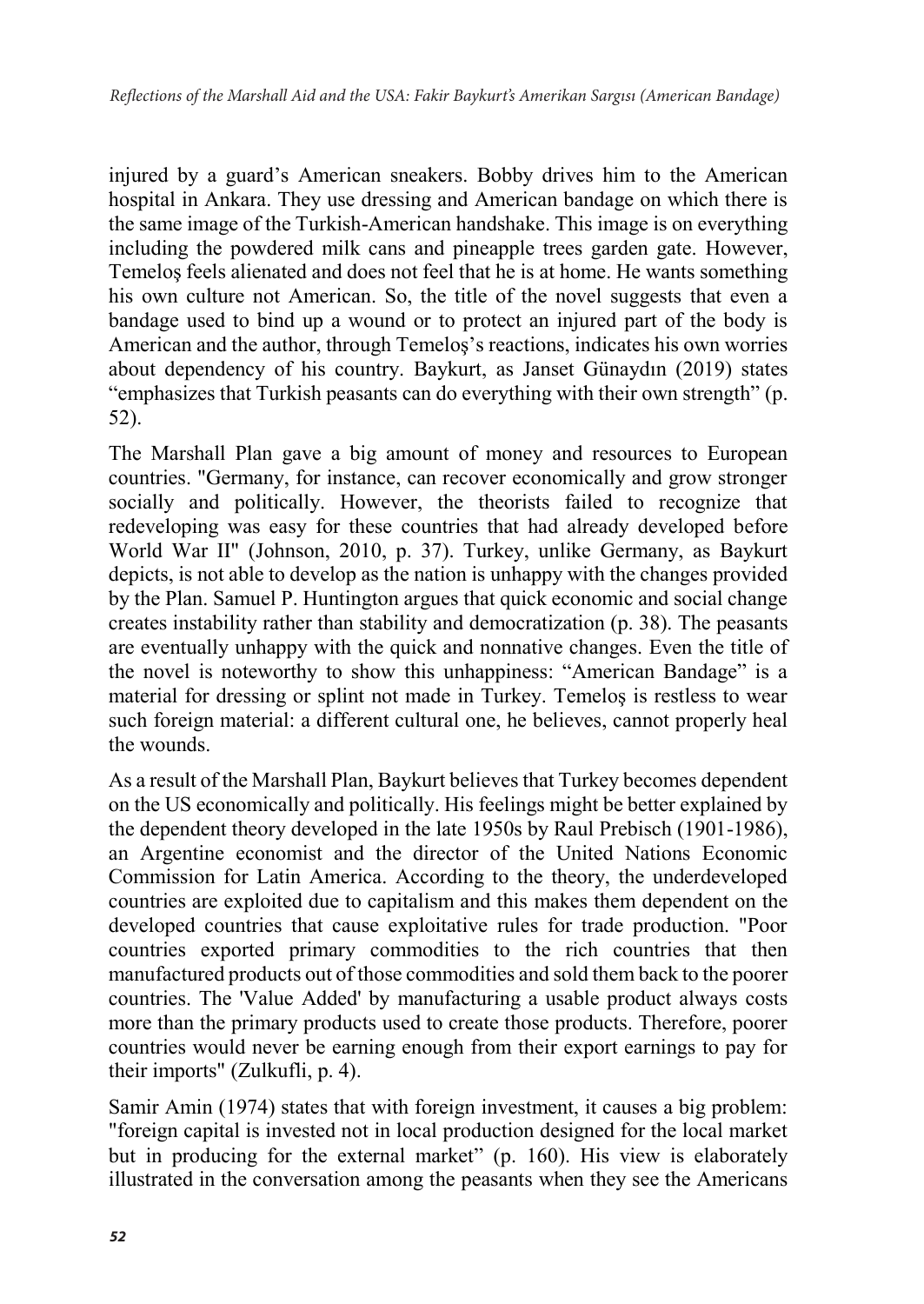injured by a guard's American sneakers. Bobby drives him to the American hospital in Ankara. They use dressing and American bandage on which there is the same image of the Turkish-American handshake. This image is on everything including the powdered milk cans and pineapple trees garden gate. However, Temeloş feels alienated and does not feel that he is at home. He wants something his own culture not American. So, the title of the novel suggests that even a bandage used to bind up a wound or to protect an injured part of the body is American and the author, through Temeloş's reactions, indicates his own worries about dependency of his country. Baykurt, as Janset Günaydın (2019) states "emphasizes that Turkish peasants can do everything with their own strength" (p. 52).

The Marshall Plan gave a big amount of money and resources to European countries. "Germany, for instance, can recover economically and grow stronger socially and politically. However, the theorists failed to recognize that redeveloping was easy for these countries that had already developed before World War II" (Johnson, 2010, p. 37). Turkey, unlike Germany, as Baykurt depicts, is not able to develop as the nation is unhappy with the changes provided by the Plan. Samuel P. Huntington argues that quick economic and social change creates instability rather than stability and democratization (p. 38). The peasants are eventually unhappy with the quick and nonnative changes. Even the title of the novel is noteworthy to show this unhappiness: "American Bandage" is a material for dressing or splint not made in Turkey. Temeloş is restless to wear such foreign material: a different cultural one, he believes, cannot properly heal the wounds.

As a result of the Marshall Plan, Baykurt believes that Turkey becomes dependent on the US economically and politically. His feelings might be better explained by the dependent theory developed in the late 1950s by Raul Prebisch (1901-1986), an Argentine economist and the director of the United Nations Economic Commission for Latin America. According to the theory, the underdeveloped countries are exploited due to capitalism and this makes them dependent on the developed countries that cause exploitative rules for trade production. "Poor countries exported primary commodities to the rich countries that then manufactured products out of those commodities and sold them back to the poorer countries. The 'Value Added' by manufacturing a usable product always costs more than the primary products used to create those products. Therefore, poorer countries would never be earning enough from their export earnings to pay for their imports" (Zulkufli, p. 4).

Samir Amin (1974) states that with foreign investment, it causes a big problem: "foreign capital is invested not in local production designed for the local market but in producing for the external market" (p. 160). His view is elaborately illustrated in the conversation among the peasants when they see the Americans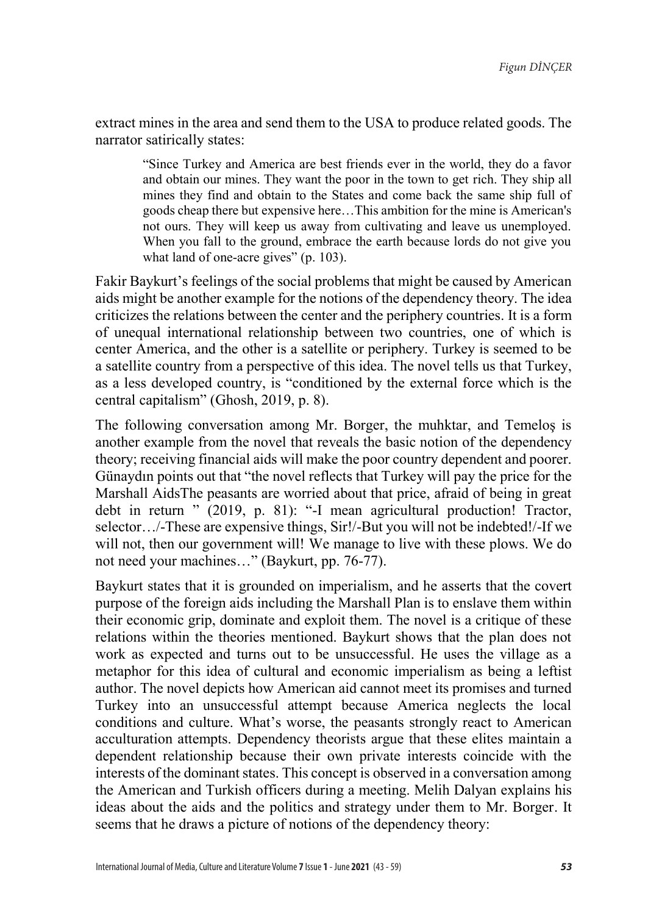extract mines in the area and send them to the USA to produce related goods. The narrator satirically states:

> "Since Turkey and America are best friends ever in the world, they do a favor and obtain our mines. They want the poor in the town to get rich. They ship all mines they find and obtain to the States and come back the same ship full of goods cheap there but expensive here…This ambition for the mine is American's not ours. They will keep us away from cultivating and leave us unemployed. When you fall to the ground, embrace the earth because lords do not give you what land of one-acre gives" (p. 103).

Fakir Baykurt's feelings of the social problems that might be caused by American aids might be another example for the notions of the dependency theory. The idea criticizes the relations between the center and the periphery countries. It is a form of unequal international relationship between two countries, one of which is center America, and the other is a satellite or periphery. Turkey is seemed to be a satellite country from a perspective of this idea. The novel tells us that Turkey, as a less developed country, is "conditioned by the external force which is the central capitalism" (Ghosh, 2019, p. 8).

The following conversation among Mr. Borger, the muhktar, and Temeloş is another example from the novel that reveals the basic notion of the dependency theory; receiving financial aids will make the poor country dependent and poorer. Günaydın points out that "the novel reflects that Turkey will pay the price for the Marshall AidsThe peasants are worried about that price, afraid of being in great debt in return " (2019, p. 81): "-I mean agricultural production! Tractor, selector…/-These are expensive things, Sir!/-But you will not be indebted!/-If we will not, then our government will! We manage to live with these plows. We do not need your machines…" (Baykurt, pp. 76-77).

Baykurt states that it is grounded on imperialism, and he asserts that the covert purpose of the foreign aids including the Marshall Plan is to enslave them within their economic grip, dominate and exploit them. The novel is a critique of these relations within the theories mentioned. Baykurt shows that the plan does not work as expected and turns out to be unsuccessful. He uses the village as a metaphor for this idea of cultural and economic imperialism as being a leftist author. The novel depicts how American aid cannot meet its promises and turned Turkey into an unsuccessful attempt because America neglects the local conditions and culture. What's worse, the peasants strongly react to American acculturation attempts. Dependency theorists argue that these elites maintain a dependent relationship because their own private interests coincide with the interests of the dominant states. This concept is observed in a conversation among the American and Turkish officers during a meeting. Melih Dalyan explains his ideas about the aids and the politics and strategy under them to Mr. Borger. It seems that he draws a picture of notions of the dependency theory: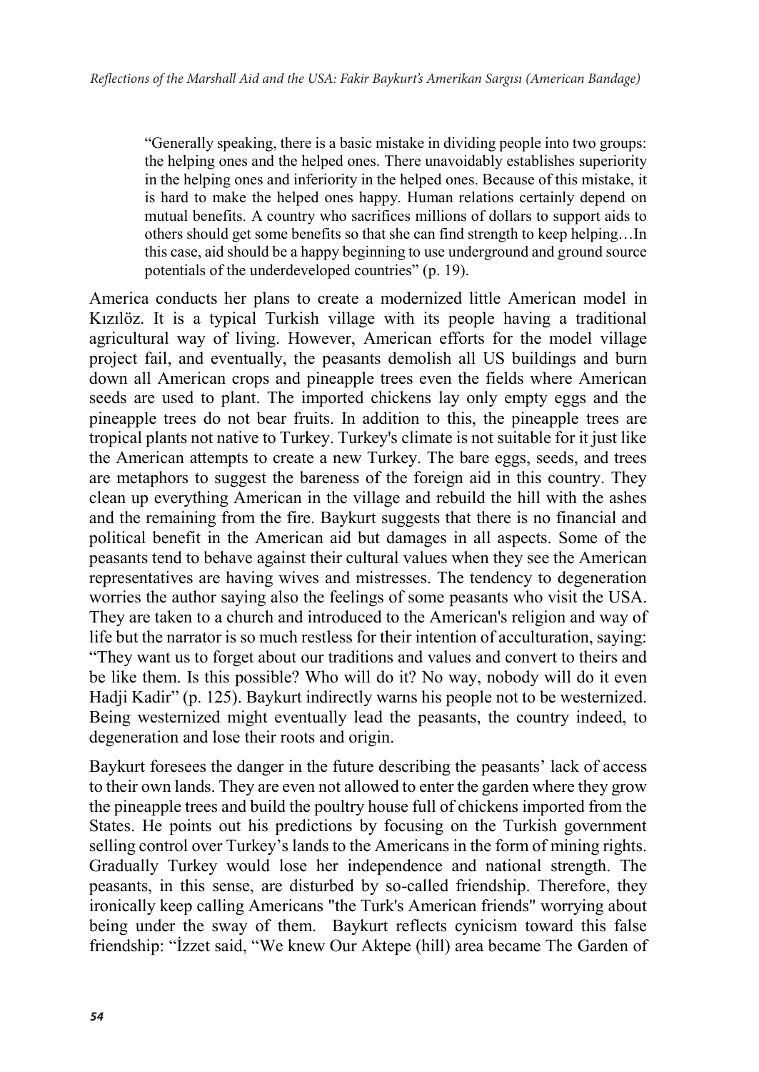> "Generally speaking, there is a basic mistake in dividing people into two groups: the helping ones and the helped ones. There unavoidably establishes superiority in the helping ones and inferiority in the helped ones. Because of this mistake, it is hard to make the helped ones happy. Human relations certainly depend on mutual benefits. A country who sacrifices millions of dollars to support aids to others should get some benefits so that she can find strength to keep helping…In this case, aid should be a happy beginning to use underground and ground source potentials of the underdeveloped countries" (p. 19).

America conducts her plans to create a modernized little American model in Kızılöz. It is a typical Turkish village with its people having a traditional agricultural way of living. However, American efforts for the model village project fail, and eventually, the peasants demolish all US buildings and burn down all American crops and pineapple trees even the fields where American seeds are used to plant. The imported chickens lay only empty eggs and the pineapple trees do not bear fruits. In addition to this, the pineapple trees are tropical plants not native to Turkey. Turkey's climate is not suitable for it just like the American attempts to create a new Turkey. The bare eggs, seeds, and trees are metaphors to suggest the bareness of the foreign aid in this country. They clean up everything American in the village and rebuild the hill with the ashes and the remaining from the fire. Baykurt suggests that there is no financial and political benefit in the American aid but damages in all aspects. Some of the peasants tend to behave against their cultural values when they see the American representatives are having wives and mistresses. The tendency to degeneration worries the author saying also the feelings of some peasants who visit the USA. They are taken to a church and introduced to the American's religion and way of life but the narrator is so much restless for their intention of acculturation, saying: "They want us to forget about our traditions and values and convert to theirs and be like them. Is this possible? Who will do it? No way, nobody will do it even Hadji Kadir" (p. 125). Baykurt indirectly warns his people not to be westernized. Being westernized might eventually lead the peasants, the country indeed, to degeneration and lose their roots and origin.

Baykurt foresees the danger in the future describing the peasants' lack of access to their own lands. They are even not allowed to enter the garden where they grow the pineapple trees and build the poultry house full of chickens imported from the States. He points out his predictions by focusing on the Turkish government selling control over Turkey's lands to the Americans in the form of mining rights. Gradually Turkey would lose her independence and national strength. The peasants, in this sense, are disturbed by so-called friendship. Therefore, they ironically keep calling Americans "the Turk's American friends" worrying about being under the sway of them. Baykurt reflects cynicism toward this false friendship: "İzzet said, "We knew Our Aktepe (hill) area became The Garden of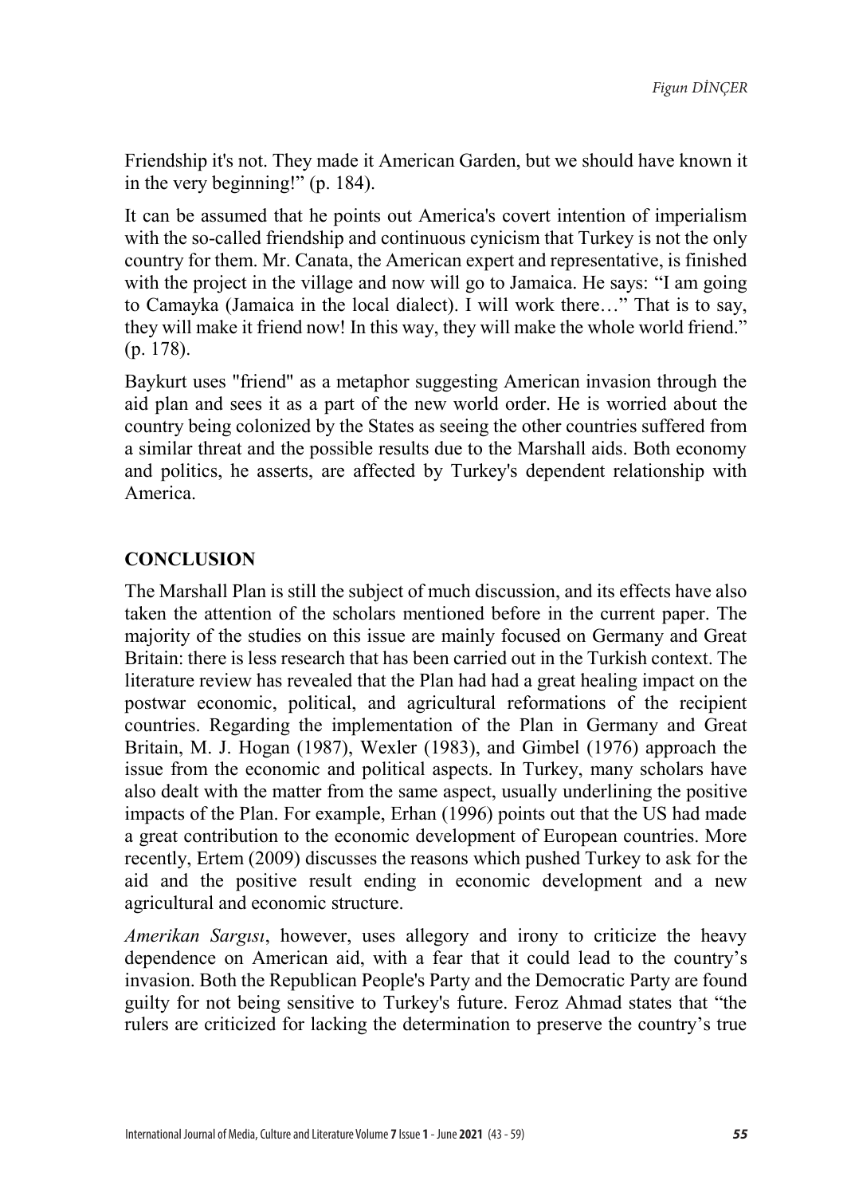Friendship it's not. They made it American Garden, but we should have known it in the very beginning!" (p. 184).

It can be assumed that he points out America's covert intention of imperialism with the so-called friendship and continuous cynicism that Turkey is not the only country for them. Mr. Canata, the American expert and representative, is finished with the project in the village and now will go to Jamaica. He says: "I am going to Camayka (Jamaica in the local dialect). I will work there…" That is to say, they will make it friend now! In this way, they will make the whole world friend." (p. 178).

Baykurt uses "friend" as a metaphor suggesting American invasion through the aid plan and sees it as a part of the new world order. He is worried about the country being colonized by the States as seeing the other countries suffered from a similar threat and the possible results due to the Marshall aids. Both economy and politics, he asserts, are affected by Turkey's dependent relationship with America.

## CONCLUSION

The Marshall Plan is still the subject of much discussion, and its effects have also taken the attention of the scholars mentioned before in the current paper. The majority of the studies on this issue are mainly focused on Germany and Great Britain: there is less research that has been carried out in the Turkish context. The literature review has revealed that the Plan had had a great healing impact on the postwar economic, political, and agricultural reformations of the recipient countries. Regarding the implementation of the Plan in Germany and Great Britain, M. J. Hogan (1987), Wexler (1983), and Gimbel (1976) approach the issue from the economic and political aspects. In Turkey, many scholars have also dealt with the matter from the same aspect, usually underlining the positive impacts of the Plan. For example, Erhan (1996) points out that the US had made a great contribution to the economic development of European countries. More recently, Ertem (2009) discusses the reasons which pushed Turkey to ask for the aid and the positive result ending in economic development and a new agricultural and economic structure.

*Amerikan Sargısı*, however, uses allegory and irony to criticize the heavy dependence on American aid, with a fear that it could lead to the country's invasion. Both the Republican People's Party and the Democratic Party are found guilty for not being sensitive to Turkey's future. Feroz Ahmad states that "the rulers are criticized for lacking the determination to preserve the country's true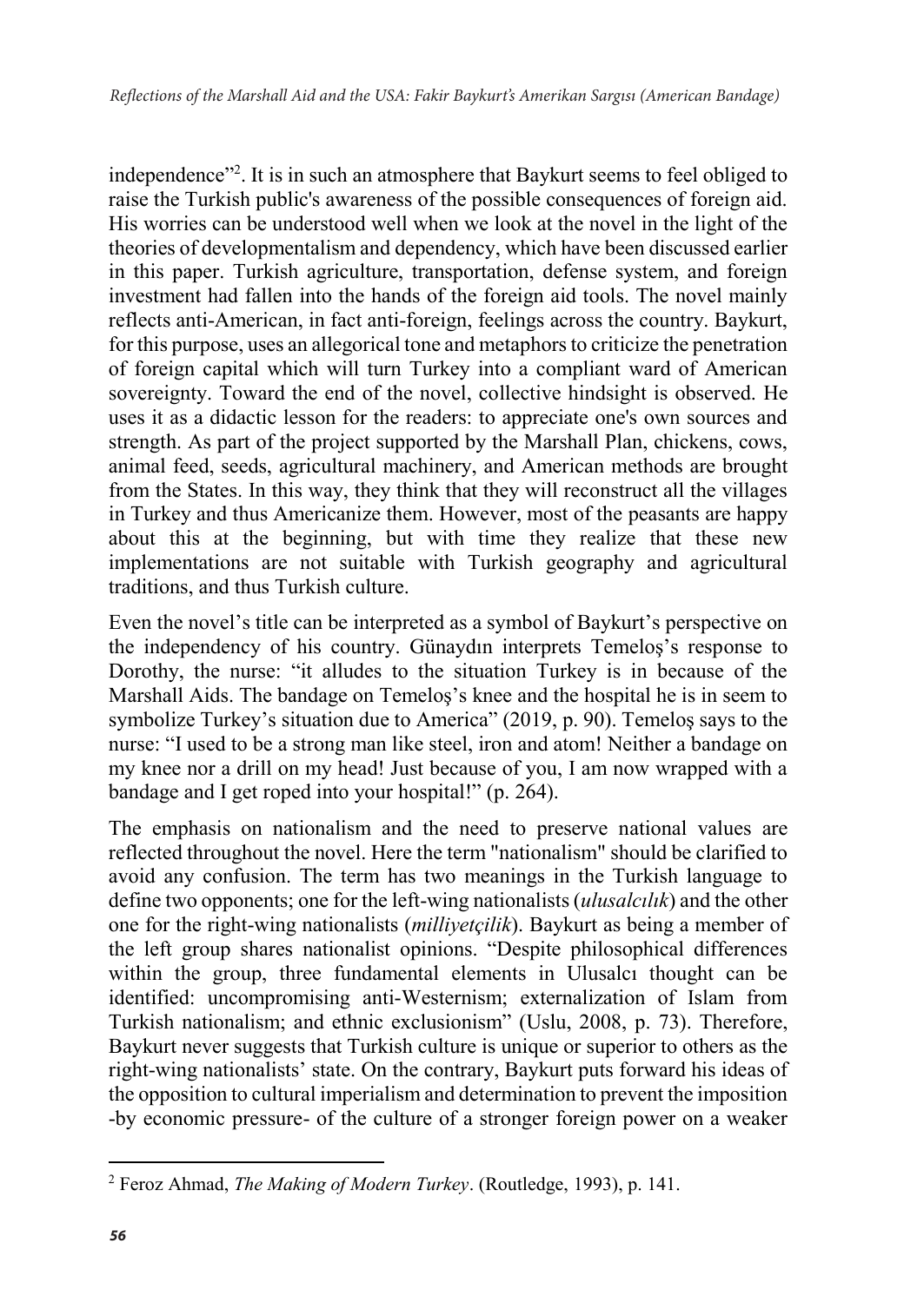independence”[2]. It is in such an atmosphere that Baykurt seems to feel obliged to raise the Turkish public's awareness of the possible consequences of foreign aid. His worries can be understood well when we look at the novel in the light of the theories of developmentalism and dependency, which have been discussed earlier in this paper. Turkish agriculture, transportation, defense system, and foreign investment had fallen into the hands of the foreign aid tools. The novel mainly reflects anti-American, in fact anti-foreign, feelings across the country. Baykurt, for this purpose, uses an allegorical tone and metaphors to criticize the penetration of foreign capital which will turn Turkey into a compliant ward of American sovereignty. Toward the end of the novel, collective hindsight is observed. He uses it as a didactic lesson for the readers: to appreciate one's own sources and strength. As part of the project supported by the Marshall Plan, chickens, cows, animal feed, seeds, agricultural machinery, and American methods are brought from the States. In this way, they think that they will reconstruct all the villages in Turkey and thus Americanize them. However, most of the peasants are happy about this at the beginning, but with time they realize that these new implementations are not suitable with Turkish geography and agricultural traditions, and thus Turkish culture.

Even the novel’s title can be interpreted as a symbol of Baykurt’s perspective on the independency of his country. Günaydın interprets Temeloş’s response to Dorothy, the nurse: “it alludes to the situation Turkey is in because of the Marshall Aids. The bandage on Temeloş’s knee and the hospital he is in seem to symbolize Turkey’s situation due to America” (2019, p. 90). Temeloş says to the nurse: “I used to be a strong man like steel, iron and atom! Neither a bandage on my knee nor a drill on my head! Just because of you, I am now wrapped with a bandage and I get roped into your hospital!” (p. 264).

The emphasis on nationalism and the need to preserve national values are reflected throughout the novel. Here the term "nationalism" should be clarified to avoid any confusion. The term has two meanings in the Turkish language to define two opponents; one for the left-wing nationalists (*ulusalcılık*) and the other one for the right-wing nationalists (*milliyetçilik*). Baykurt as being a member of the left group shares nationalist opinions. “Despite philosophical differences within the group, three fundamental elements in Ulusalcı thought can be identified: uncompromising anti-Westernism; externalization of Islam from Turkish nationalism; and ethnic exclusionism” (Uslu, 2008, p. 73). Therefore, Baykurt never suggests that Turkish culture is unique or superior to others as the right-wing nationalists’ state. On the contrary, Baykurt puts forward his ideas of the opposition to cultural imperialism and determination to prevent the imposition -by economic pressure- of the culture of a stronger foreign power on a weaker

[2] Feroz Ahmad, *The Making of Modern Turkey*. (Routledge, 1993), p. 141.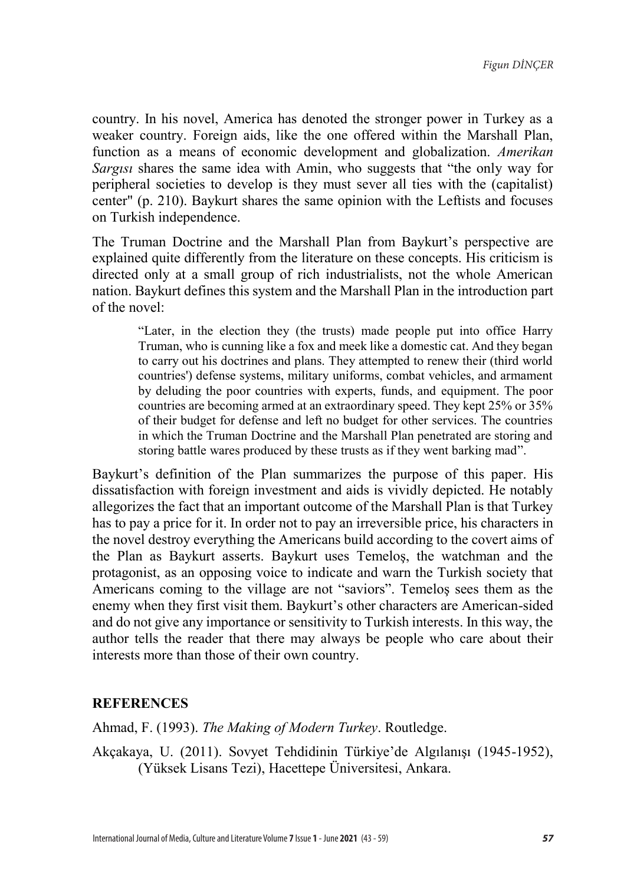country. In his novel, America has denoted the stronger power in Turkey as a weaker country. Foreign aids, like the one offered within the Marshall Plan, function as a means of economic development and globalization. *Amerikan Sargısı* shares the same idea with Amin, who suggests that "the only way for peripheral societies to develop is they must sever all ties with the (capitalist) center" (p. 210). Baykurt shares the same opinion with the Leftists and focuses on Turkish independence.

The Truman Doctrine and the Marshall Plan from Baykurt's perspective are explained quite differently from the literature on these concepts. His criticism is directed only at a small group of rich industrialists, not the whole American nation. Baykurt defines this system and the Marshall Plan in the introduction part of the novel:

> "Later, in the election they (the trusts) made people put into office Harry Truman, who is cunning like a fox and meek like a domestic cat. And they began to carry out his doctrines and plans. They attempted to renew their (third world countries') defense systems, military uniforms, combat vehicles, and armament by deluding the poor countries with experts, funds, and equipment. The poor countries are becoming armed at an extraordinary speed. They kept 25% or 35% of their budget for defense and left no budget for other services. The countries in which the Truman Doctrine and the Marshall Plan penetrated are storing and storing battle wares produced by these trusts as if they went barking mad".

Baykurt's definition of the Plan summarizes the purpose of this paper. His dissatisfaction with foreign investment and aids is vividly depicted. He notably allegorizes the fact that an important outcome of the Marshall Plan is that Turkey has to pay a price for it. In order not to pay an irreversible price, his characters in the novel destroy everything the Americans build according to the covert aims of the Plan as Baykurt asserts. Baykurt uses Temeloş, the watchman and the protagonist, as an opposing voice to indicate and warn the Turkish society that Americans coming to the village are not "saviors". Temeloş sees them as the enemy when they first visit them. Baykurt's other characters are American-sided and do not give any importance or sensitivity to Turkish interests. In this way, the author tells the reader that there may always be people who care about their interests more than those of their own country.

## REFERENCES

Ahmad, F. (1993). *The Making of Modern Turkey*. Routledge.

Akçakaya, U. (2011). Sovyet Tehdidinin Türkiye'de Algılanışı (1945-1952), (Yüksek Lisans Tezi), Hacettepe Üniversitesi, Ankara.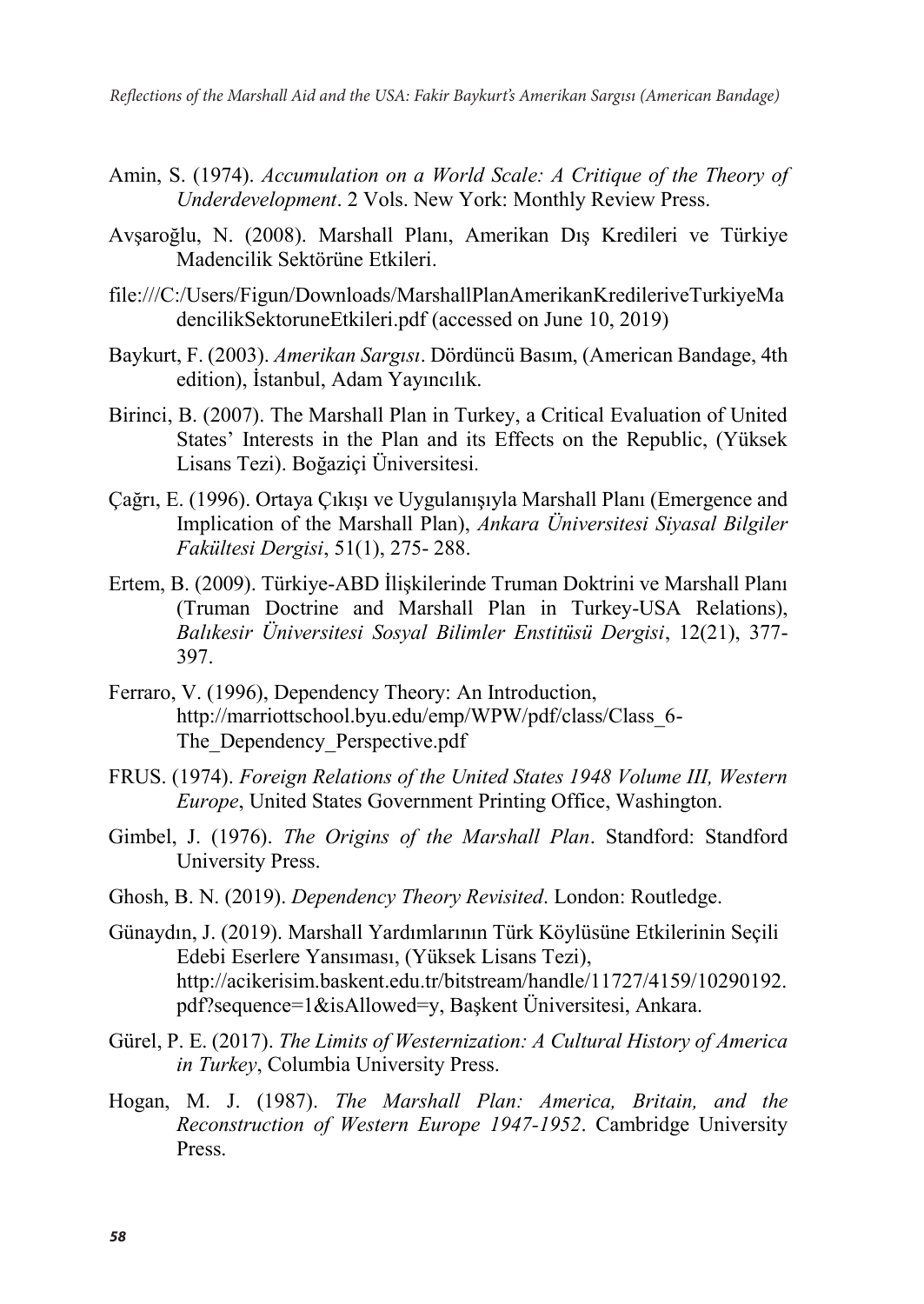Amin, S. (1974). *Accumulation on a World Scale: A Critique of the Theory of Underdevelopment*. 2 Vols. New York: Monthly Review Press.

Avşaroğlu, N. (2008). Marshall Planı, Amerikan Dış Kredileri ve Türkiye Madencilik Sektörüne Etkileri.

file:///C:/Users/Figun/Downloads/MarshallPlanAmerikanKredileriveTurkiyeMadencilikSektoruneEtkileri.pdf (accessed on June 10, 2019)

Baykurt, F. (2003). *Amerikan Sargısı*. Dördüncü Basım, (American Bandage, 4th edition), İstanbul, Adam Yayıncılık.

Birinci, B. (2007). The Marshall Plan in Turkey, a Critical Evaluation of United States' Interests in the Plan and its Effects on the Republic, (Yüksek Lisans Tezi). Boğaziçi Üniversitesi.

Çağrı, E. (1996). Ortaya Çıkışı ve Uygulanışıyla Marshall Planı (Emergence and Implication of the Marshall Plan), *Ankara Üniversitesi Siyasal Bilgiler Fakültesi Dergisi*, 51(1), 275- 288.

Ertem, B. (2009). Türkiye-ABD İlişkilerinde Truman Doktrini ve Marshall Planı (Truman Doctrine and Marshall Plan in Turkey-USA Relations), *Balıkesir Üniversitesi Sosyal Bilimler Enstitüsü Dergisi*, 12(21), 377-397.

Ferraro, V. (1996), Dependency Theory: An Introduction, http://marriottschool.byu.edu/emp/WPW/pdf/class/Class_6-The_Dependency_Perspective.pdf

FRUS. (1974). *Foreign Relations of the United States 1948 Volume III, Western Europe*, United States Government Printing Office, Washington.

Gimbel, J. (1976). *The Origins of the Marshall Plan*. Standford: Standford University Press.

Ghosh, B. N. (2019). *Dependency Theory Revisited*. London: Routledge.

Günaydın, J. (2019). Marshall Yardımlarının Türk Köylüsüne Etkilerinin Seçili Edebi Eserlere Yansıması, (Yüksek Lisans Tezi), http://acikerisim.baskent.edu.tr/bitstream/handle/11727/4159/10290192.pdf?sequence=1&isAllowed=y, Başkent Üniversitesi, Ankara.

Gürel, P. E. (2017). *The Limits of Westernization: A Cultural History of America in Turkey*, Columbia University Press.

Hogan, M. J. (1987). *The Marshall Plan: America, Britain, and the Reconstruction of Western Europe 1947-1952*. Cambridge University Press.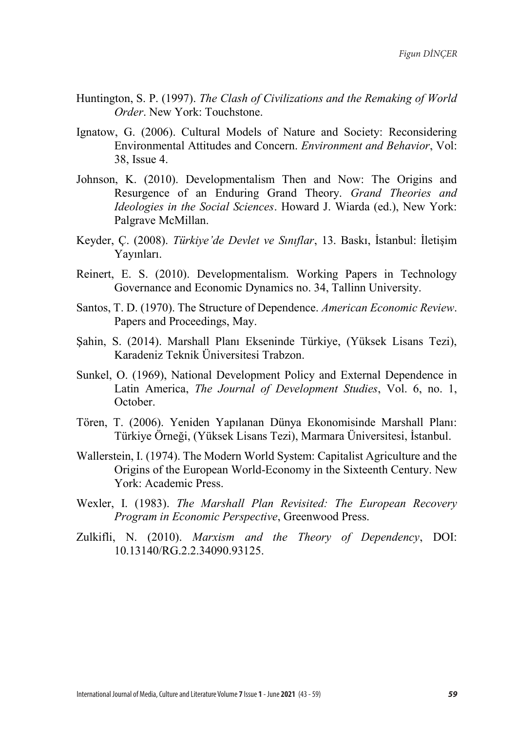Huntington, S. P. (1997). *The Clash of Civilizations and the Remaking of World Order*. New York: Touchstone.

Ignatow, G. (2006). Cultural Models of Nature and Society: Reconsidering Environmental Attitudes and Concern. *Environment and Behavior*, Vol: 38, Issue 4.

Johnson, K. (2010). Developmentalism Then and Now: The Origins and Resurgence of an Enduring Grand Theory. *Grand Theories and Ideologies in the Social Sciences*. Howard J. Wiarda (ed.), New York: Palgrave McMillan.

Keyder, Ç. (2008). *Türkiye'de Devlet ve Sınıflar*, 13. Baskı, İstanbul: İletişim Yayınları.

Reinert, E. S. (2010). Developmentalism. Working Papers in Technology Governance and Economic Dynamics no. 34, Tallinn University.

Santos, T. D. (1970). The Structure of Dependence. *American Economic Review*. Papers and Proceedings, May.

Şahin, S. (2014). Marshall Planı Ekseninde Türkiye, (Yüksek Lisans Tezi), Karadeniz Teknik Üniversitesi Trabzon.

Sunkel, O. (1969), National Development Policy and External Dependence in Latin America, *The Journal of Development Studies*, Vol. 6, no. 1, October.

Tören, T. (2006). Yeniden Yapılanan Dünya Ekonomisinde Marshall Planı: Türkiye Örneği, (Yüksek Lisans Tezi), Marmara Üniversitesi, İstanbul.

Wallerstein, I. (1974). The Modern World System: Capitalist Agriculture and the Origins of the European World-Economy in the Sixteenth Century. New York: Academic Press.

Wexler, I. (1983). *The Marshall Plan Revisited: The European Recovery Program in Economic Perspective*, Greenwood Press.

Zulkifli, N. (2010). *Marxism and the Theory of Dependency*, DOI: 10.13140/RG.2.2.34090.93125.